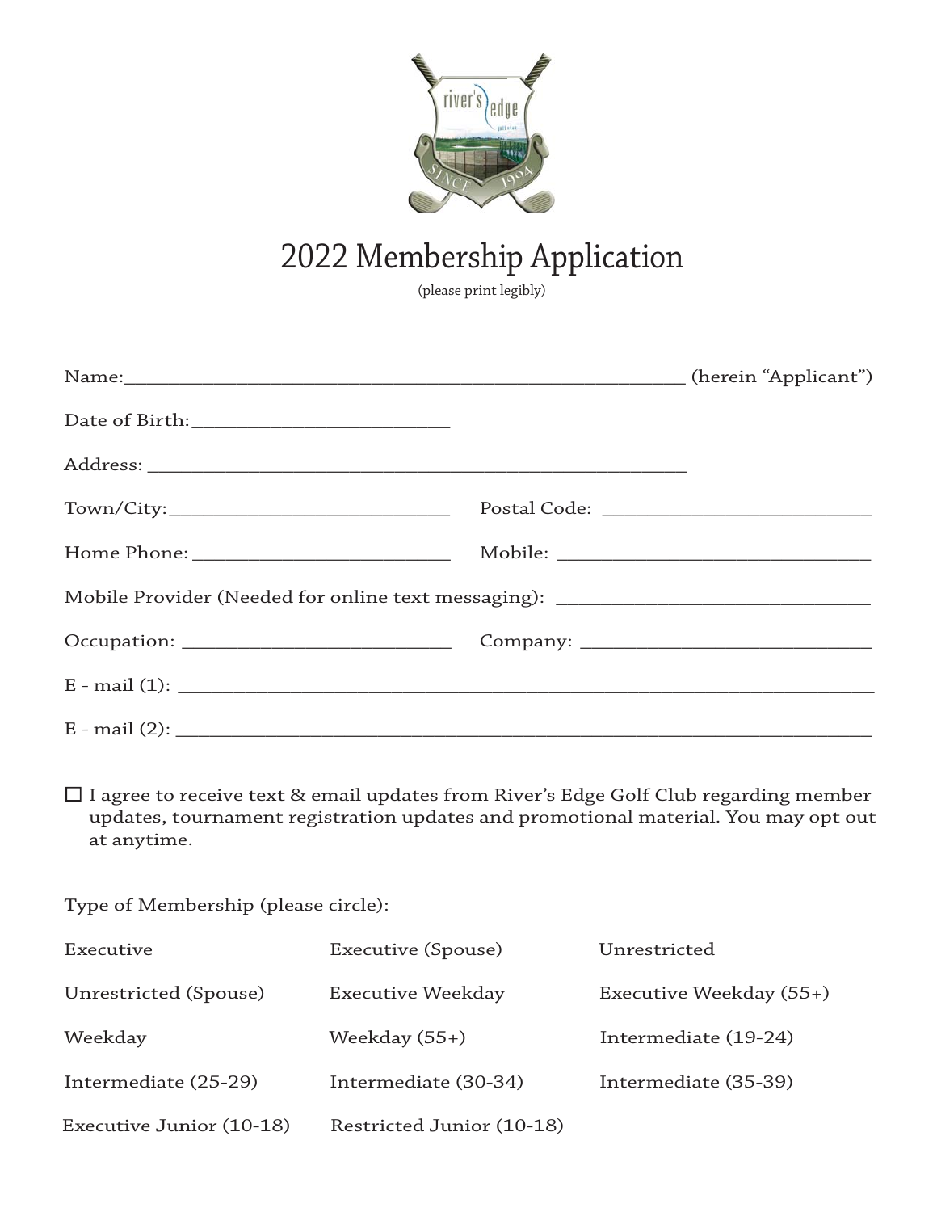# 2022 Membership Application

(please print legibly)

Name:_______________________________________________________ (herein "Applicant")

Date of Birth:_________________________

Address: ______________________________________________________

Town/City:___________________________ Postal Code: ________________________

Home Phone: _________________________ Mobile: ____________________________

Mobile Provider (Needed for online text messaging): _____________________________

Occupation: _________________________ Company: ___________________________

E - mail (1): ____________________________________________________________________

E - mail (2): ____________________________________________________________________

☐ I agree to receive text & email updates from River's Edge Golf Club regarding member updates, tournament registration updates and promotional material. You may opt out at anytime.

Type of Membership (please circle):

| | | |
|---|---|---|
| Executive | Executive (Spouse) | Unrestricted |
| Unrestricted (Spouse) | Executive Weekday | Executive Weekday (55+) |
| Weekday | Weekday (55+) | Intermediate (19-24) |
| Intermediate (25-29) | Intermediate (30-34) | Intermediate (35-39) |
| Executive Junior (10-18) | Restricted Junior (10-18) | |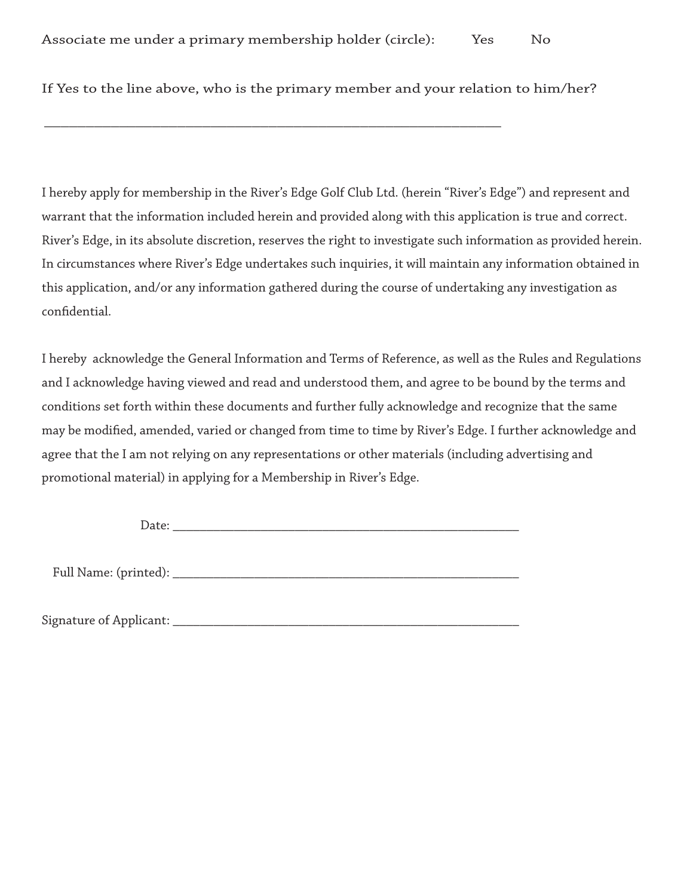Associate me under a primary membership holder (circle):    Yes    No

If Yes to the line above, who is the primary member and your relation to him/her?

\_\_\_\_\_\_\_\_\_\_\_\_\_\_\_\_\_\_\_\_\_\_\_\_\_\_\_\_\_\_\_\_\_\_\_\_\_\_\_\_\_\_\_\_\_\_\_\_\_\_\_\_\_\_\_\_\_\_\_\_\_\_\_\_

I hereby apply for membership in the River's Edge Golf Club Ltd. (herein "River's Edge") and represent and warrant that the information included herein and provided along with this application is true and correct. River's Edge, in its absolute discretion, reserves the right to investigate such information as provided herein. In circumstances where River's Edge undertakes such inquiries, it will maintain any information obtained in this application, and/or any information gathered during the course of undertaking any investigation as confidential.

I hereby acknowledge the General Information and Terms of Reference, as well as the Rules and Regulations and I acknowledge having viewed and read and understood them, and agree to be bound by the terms and conditions set forth within these documents and further fully acknowledge and recognize that the same may be modified, amended, varied or changed from time to time by River's Edge. I further acknowledge and agree that the I am not relying on any representations or other materials (including advertising and promotional material) in applying for a Membership in River's Edge.

Date: \_\_\_\_\_\_\_\_\_\_\_\_\_\_\_\_\_\_\_\_\_\_\_\_\_\_\_\_\_\_\_\_\_\_\_\_\_\_\_\_\_\_\_\_\_\_\_\_

Full Name: (printed): \_\_\_\_\_\_\_\_\_\_\_\_\_\_\_\_\_\_\_\_\_\_\_\_\_\_\_\_\_\_\_\_\_\_\_\_\_\_\_\_\_\_\_\_\_\_\_\_

Signature of Applicant: \_\_\_\_\_\_\_\_\_\_\_\_\_\_\_\_\_\_\_\_\_\_\_\_\_\_\_\_\_\_\_\_\_\_\_\_\_\_\_\_\_\_\_\_\_\_\_\_